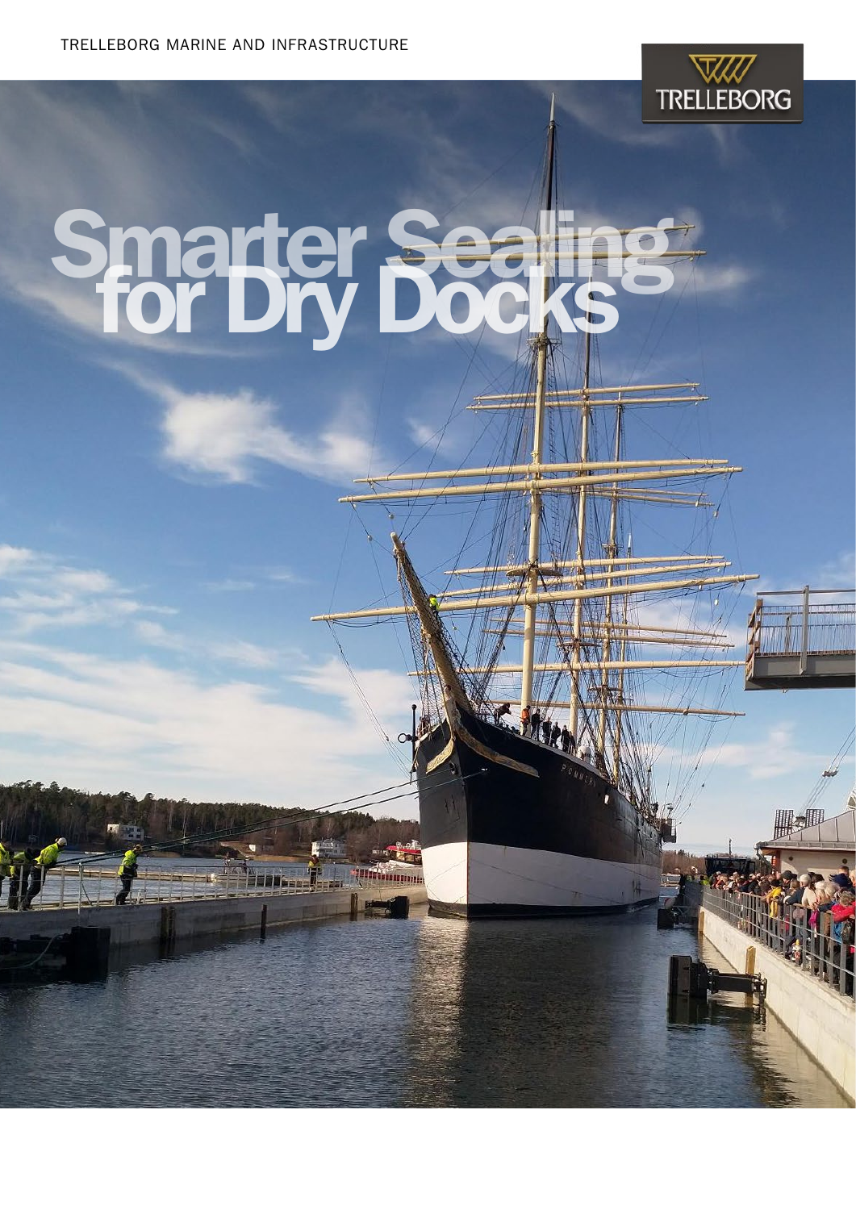TRELLEBORG MARINE AND INFRASTRUCTURE

# Smarter Sealing for Dry Docks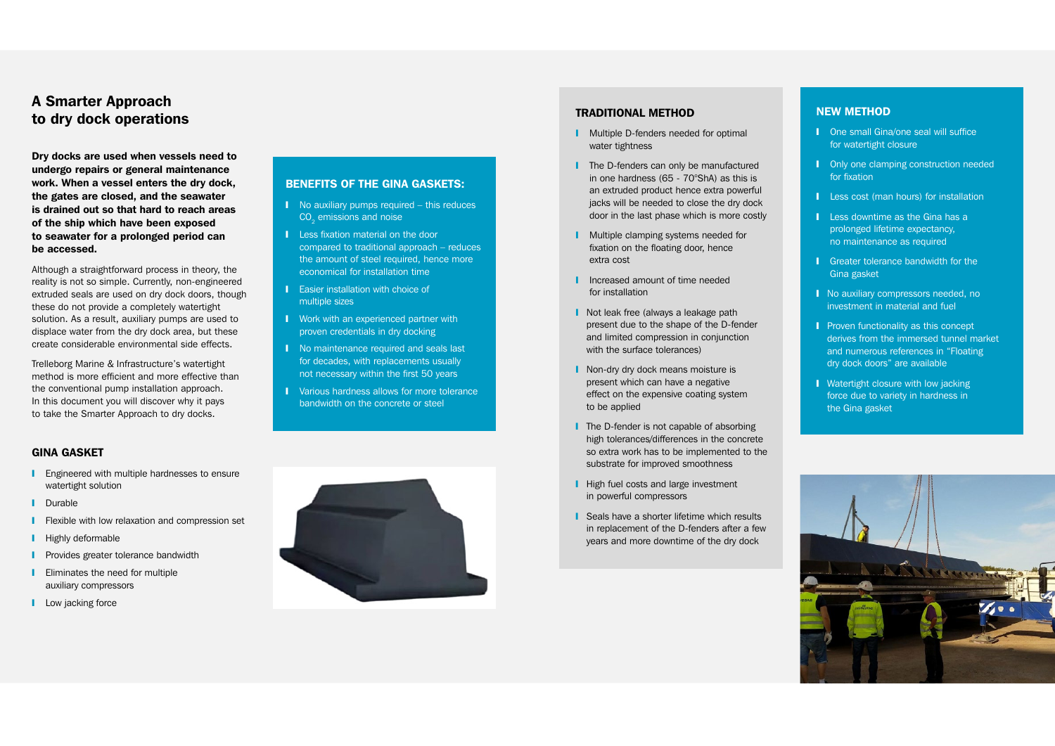# A Smarter Approach to dry dock operations

**Dry docks are used when vessels need to undergo repairs or general maintenance work. When a vessel enters the dry dock, the gates are closed, and the seawater is drained out so that hard to reach areas of the ship which have been exposed to seawater for a prolonged period can be accessed.**

Although a straightforward process in theory, the reality is not so simple. Currently, non-engineered extruded seals are used on dry dock doors, though these do not provide a completely watertight solution. As a result, auxiliary pumps are used to displace water from the dry dock area, but these create considerable environmental side effects.

Trelleborg Marine & Infrastructure's watertight method is more efficient and more effective than the conventional pump installation approach. In this document you will discover why it pays to take the Smarter Approach to dry docks.

## GINA GASKET

- Engineered with multiple hardnesses to ensure watertight solution
- Durable
- Flexible with low relaxation and compression set
- Highly deformable
- Provides greater tolerance bandwidth
- Eliminates the need for multiple auxiliary compressors
- Low jacking force

## BENEFITS OF THE GINA GASKETS:

- No auxiliary pumps required – this reduces $CO_2$ emissions and noise
- Less fixation material on the door compared to traditional approach – reduces the amount of steel required, hence more economical for installation time
- Easier installation with choice of multiple sizes
- Work with an experienced partner with proven credentials in dry docking
- No maintenance required and seals last for decades, with replacements usually not necessary within the first 50 years
- Various hardness allows for more tolerance bandwidth on the concrete or steel

## TRADITIONAL METHOD

- Multiple D-fenders needed for optimal water tightness
- The D-fenders can only be manufactured in one hardness (65 - 70°ShA) as this is an extruded product hence extra powerful jacks will be needed to close the dry dock door in the last phase which is more costly
- Multiple clamping systems needed for fixation on the floating door, hence extra cost
- Increased amount of time needed for installation
- Not leak free (always a leakage path present due to the shape of the D-fender and limited compression in conjunction with the surface tolerances)
- Non-dry dry dock means moisture is present which can have a negative effect on the expensive coating system to be applied
- The D-fender is not capable of absorbing high tolerances/differences in the concrete so extra work has to be implemented to the substrate for improved smoothness
- High fuel costs and large investment in powerful compressors
- Seals have a shorter lifetime which results in replacement of the D-fenders after a few years and more downtime of the dry dock

## NEW METHOD

- One small Gina/one seal will suffice for watertight closure
- Only one clamping construction needed for fixation
- Less cost (man hours) for installation
- Less downtime as the Gina has a prolonged lifetime expectancy, no maintenance as required
- Greater tolerance bandwidth for the Gina gasket
- No auxiliary compressors needed, no investment in material and fuel
- Proven functionality as this concept derives from the immersed tunnel market and numerous references in "Floating dry dock doors" are available
- Watertight closure with low jacking force due to variety in hardness in the Gina gasket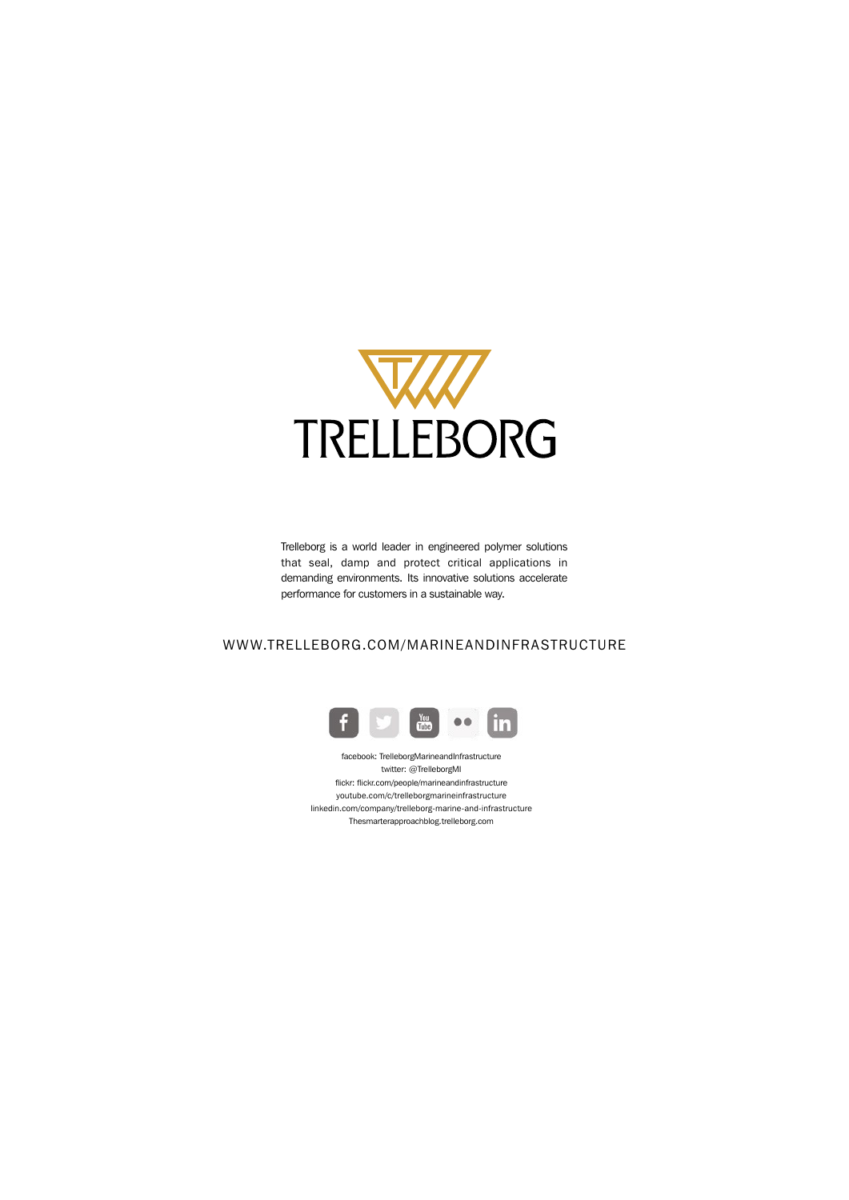TRELLEBORG

Trelleborg is a world leader in engineered polymer solutions that seal, damp and protect critical applications in demanding environments. Its innovative solutions accelerate performance for customers in a sustainable way.

WWW.TRELLEBORG.COM/MARINEANDINFRASTRUCTURE

facebook: TrelleborgMarineandInfrastructure
twitter: @TrelleborgMI
flickr: flickr.com/people/marineandinfrastructure
youtube.com/c/trelleborgmarineinfrastructure
linkedin.com/company/trelleborg-marine-and-infrastructure
Thesmarterapproachblog.trelleborg.com